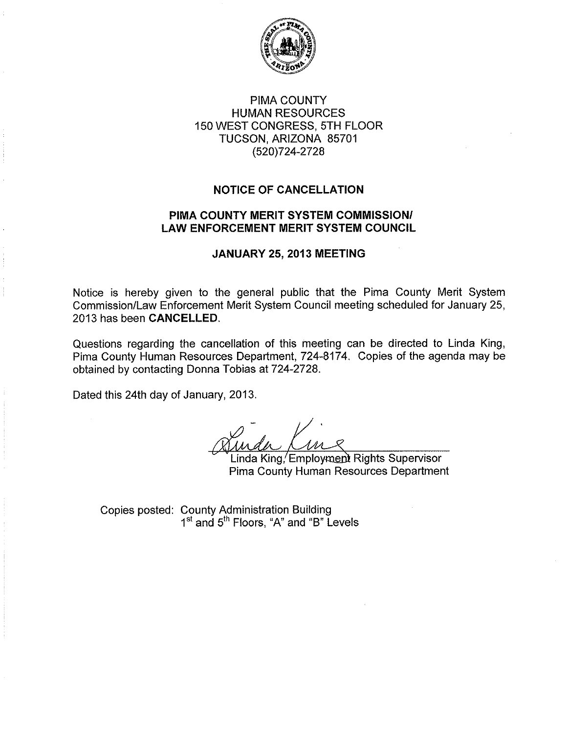PIMA COUNTY
HUMAN RESOURCES
150 WEST CONGRESS, 5TH FLOOR
TUCSON, ARIZONA 85701
(520)724-2728

## NOTICE OF CANCELLATION

## PIMA COUNTY MERIT SYSTEM COMMISSION/ LAW ENFORCEMENT MERIT SYSTEM COUNCIL

## JANUARY 25, 2013 MEETING

Notice is hereby given to the general public that the Pima County Merit System Commission/Law Enforcement Merit System Council meeting scheduled for January 25, 2013 has been **CANCELLED**.

Questions regarding the cancellation of this meeting can be directed to Linda King, Pima County Human Resources Department, 724-8174. Copies of the agenda may be obtained by contacting Donna Tobias at 724-2728.

Dated this 24th day of January, 2013.

Linda King, Employment Rights Supervisor
Pima County Human Resources Department

Copies posted: County Administration Building
1st and 5th Floors, "A" and "B" Levels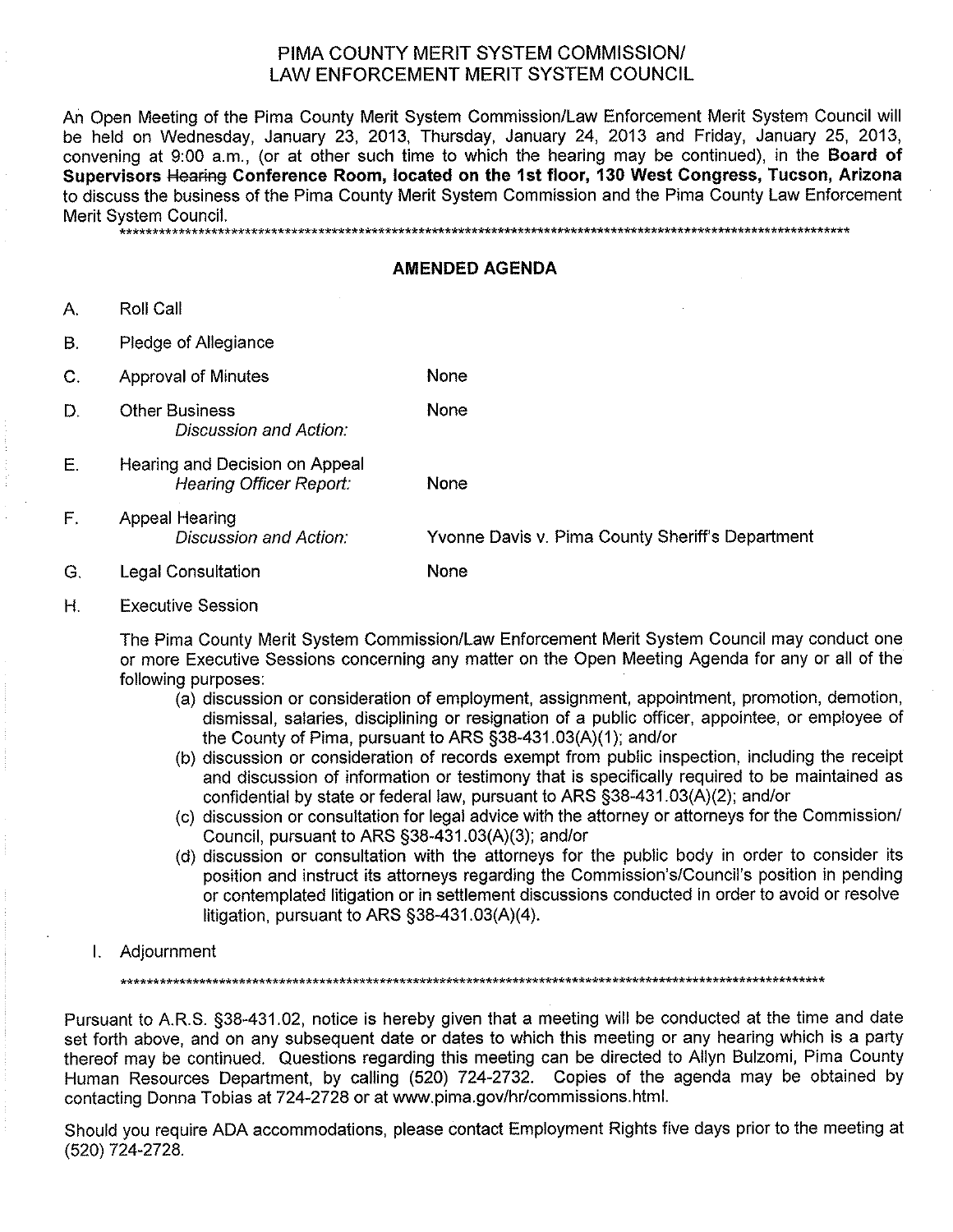# PIMA COUNTY MERIT SYSTEM COMMISSION/ LAW ENFORCEMENT MERIT SYSTEM COUNCIL

An Open Meeting of the Pima County Merit System Commission/Law Enforcement Merit System Council will be held on Wednesday, January 23, 2013, Thursday, January 24, 2013 and Friday, January 25, 2013, convening at 9:00 a.m., (or at other such time to which the hearing may be continued), in the **Board of Supervisors ~~Hearing~~ Conference Room, located on the 1st floor, 130 West Congress, Tucson, Arizona** to discuss the business of the Pima County Merit System Commission and the Pima County Law Enforcement Merit System Council.

\*\*\*\*\*\*\*\*\*\*\*\*\*\*\*\*\*\*\*\*\*\*\*\*\*\*\*\*\*\*\*\*\*\*\*\*\*\*\*\*\*\*\*\*\*\*\*\*\*\*\*\*\*\*\*\*\*\*\*\*\*\*\*\*\*\*\*\*\*\*\*\*\*\*\*\*\*\*\*\*\*\*\*\*\*\*\*\*\*\*\*\*\*\*\*\*\*\*\*\*

## AMENDED AGENDA

A. Roll Call

B. Pledge of Allegiance

C. Approval of Minutes — None

D. Other Business
*Discussion and Action:* — None

E. Hearing and Decision on Appeal
*Hearing Officer Report:* — None

F. Appeal Hearing
*Discussion and Action:* — Yvonne Davis v. Pima County Sheriff's Department

G. Legal Consultation — None

H. Executive Session

The Pima County Merit System Commission/Law Enforcement Merit System Council may conduct one or more Executive Sessions concerning any matter on the Open Meeting Agenda for any or all of the following purposes:

(a) discussion or consideration of employment, assignment, appointment, promotion, demotion, dismissal, salaries, disciplining or resignation of a public officer, appointee, or employee of the County of Pima, pursuant to ARS §38-431.03(A)(1); and/or

(b) discussion or consideration of records exempt from public inspection, including the receipt and discussion of information or testimony that is specifically required to be maintained as confidential by state or federal law, pursuant to ARS §38-431.03(A)(2); and/or

(c) discussion or consultation for legal advice with the attorney or attorneys for the Commission/ Council, pursuant to ARS §38-431.03(A)(3); and/or

(d) discussion or consultation with the attorneys for the public body in order to consider its position and instruct its attorneys regarding the Commission's/Council's position in pending or contemplated litigation or in settlement discussions conducted in order to avoid or resolve litigation, pursuant to ARS §38-431.03(A)(4).

I. Adjournment

\*\*\*\*\*\*\*\*\*\*\*\*\*\*\*\*\*\*\*\*\*\*\*\*\*\*\*\*\*\*\*\*\*\*\*\*\*\*\*\*\*\*\*\*\*\*\*\*\*\*\*\*\*\*\*\*\*\*\*\*\*\*\*\*\*\*\*\*\*\*\*\*\*\*\*\*\*\*\*\*\*\*\*\*\*\*\*\*\*\*\*\*\*\*\*\*\*\*

Pursuant to A.R.S. §38-431.02, notice is hereby given that a meeting will be conducted at the time and date set forth above, and on any subsequent date or dates to which this meeting or any hearing which is a party thereof may be continued. Questions regarding this meeting can be directed to Allyn Bulzomi, Pima County Human Resources Department, by calling (520) 724-2732. Copies of the agenda may be obtained by contacting Donna Tobias at 724-2728 or at www.pima.gov/hr/commissions.html.

Should you require ADA accommodations, please contact Employment Rights five days prior to the meeting at (520) 724-2728.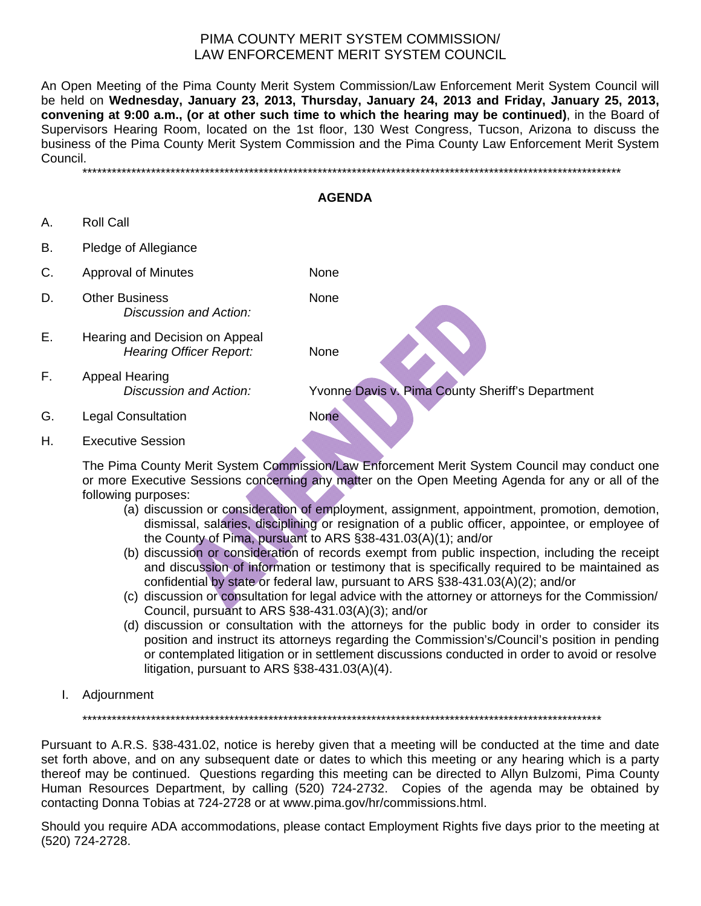# PIMA COUNTY MERIT SYSTEM COMMISSION/ LAW ENFORCEMENT MERIT SYSTEM COUNCIL

An Open Meeting of the Pima County Merit System Commission/Law Enforcement Merit System Council will be held on **Wednesday, January 23, 2013, Thursday, January 24, 2013 and Friday, January 25, 2013, convening at 9:00 a.m., (or at other such time to which the hearing may be continued)**, in the Board of Supervisors Hearing Room, located on the 1st floor, 130 West Congress, Tucson, Arizona to discuss the business of the Pima County Merit System Commission and the Pima County Law Enforcement Merit System Council.

\*\*\*\*\*\*\*\*\*\*\*\*\*\*\*\*\*\*\*\*\*\*\*\*\*\*\*\*\*\*\*\*\*\*\*\*\*\*\*\*\*\*\*\*\*\*\*\*\*\*\*\*\*\*\*\*\*\*\*\*\*\*\*\*\*\*\*\*\*\*\*\*\*\*\*\*\*\*\*\*\*\*\*\*\*\*\*\*\*\*\*\*\*\*\*\*\*\*\*\*\*\*\*\*\*\*\*\*\*\*\*\*

## AGENDA

AMENDED

A. Roll Call

B. Pledge of Allegiance

C. Approval of Minutes — None

D. Other Business — None
*Discussion and Action:*

E. Hearing and Decision on Appeal
*Hearing Officer Report:* — None

F. Appeal Hearing
*Discussion and Action:* — Yvonne Davis v. Pima County Sheriff's Department

G. Legal Consultation — None

H. Executive Session

The Pima County Merit System Commission/Law Enforcement Merit System Council may conduct one or more Executive Sessions concerning any matter on the Open Meeting Agenda for any or all of the following purposes:

(a) discussion or consideration of employment, assignment, appointment, promotion, demotion, dismissal, salaries, disciplining or resignation of a public officer, appointee, or employee of the County of Pima, pursuant to ARS §38-431.03(A)(1); and/or

(b) discussion or consideration of records exempt from public inspection, including the receipt and discussion of information or testimony that is specifically required to be maintained as confidential by state or federal law, pursuant to ARS §38-431.03(A)(2); and/or

(c) discussion or consultation for legal advice with the attorney or attorneys for the Commission/ Council, pursuant to ARS §38-431.03(A)(3); and/or

(d) discussion or consultation with the attorneys for the public body in order to consider its position and instruct its attorneys regarding the Commission's/Council's position in pending or contemplated litigation or in settlement discussions conducted in order to avoid or resolve litigation, pursuant to ARS §38-431.03(A)(4).

I. Adjournment

\*\*\*\*\*\*\*\*\*\*\*\*\*\*\*\*\*\*\*\*\*\*\*\*\*\*\*\*\*\*\*\*\*\*\*\*\*\*\*\*\*\*\*\*\*\*\*\*\*\*\*\*\*\*\*\*\*\*\*\*\*\*\*\*\*\*\*\*\*\*\*\*\*\*\*\*\*\*\*\*\*\*\*\*\*\*\*\*\*\*\*\*\*\*\*\*\*\*\*\*\*\*\*\*\*\*\*

Pursuant to A.R.S. §38-431.02, notice is hereby given that a meeting will be conducted at the time and date set forth above, and on any subsequent date or dates to which this meeting or any hearing which is a party thereof may be continued. Questions regarding this meeting can be directed to Allyn Bulzomi, Pima County Human Resources Department, by calling (520) 724-2732. Copies of the agenda may be obtained by contacting Donna Tobias at 724-2728 or at www.pima.gov/hr/commissions.html.

Should you require ADA accommodations, please contact Employment Rights five days prior to the meeting at (520) 724-2728.